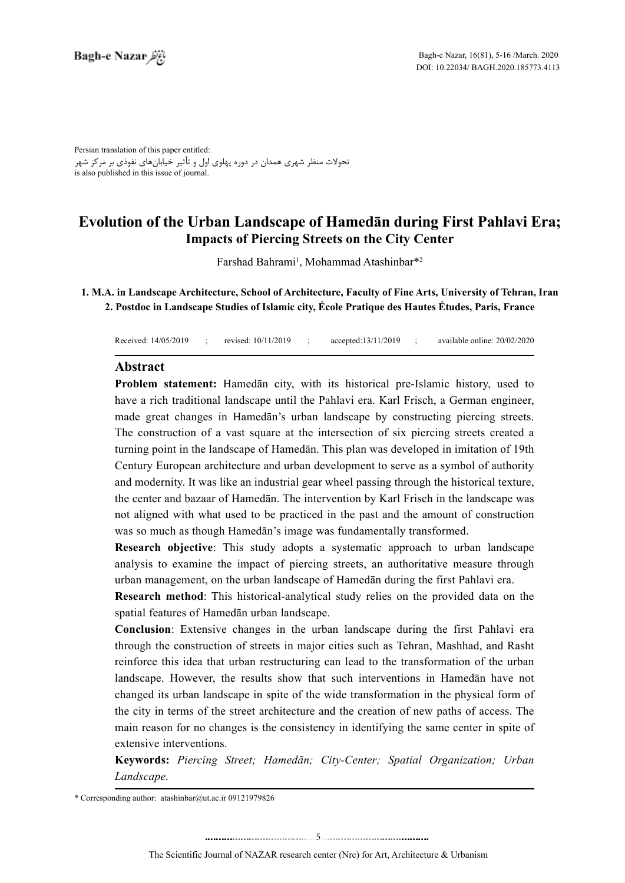Persian translation of this paper entitled:
تحولات منظر شهری همدان در دوره پهلوی اول و تأثیر خیابان‌های نفوذی بر مرکز شهر
is also published in this issue of journal.

# Evolution of the Urban Landscape of Hamedān during First Pahlavi Era;
## Impacts of Piercing Streets on the City Center

Farshad Bahrami[1], Mohammad Atashinbar*[2]

**1. M.A. in Landscape Architecture, School of Architecture, Faculty of Fine Arts, University of Tehran, Iran**
**2. Postdoc in Landscape Studies of Islamic city, École Pratique des Hautes Études, Paris, France**

Received: 14/05/2019 ; revised: 10/11/2019 ; accepted:13/11/2019 ; available online: 20/02/2020

## Abstract

**Problem statement:** Hamedān city, with its historical pre-Islamic history, used to have a rich traditional landscape until the Pahlavi era. Karl Frisch, a German engineer, made great changes in Hamedān's urban landscape by constructing piercing streets. The construction of a vast square at the intersection of six piercing streets created a turning point in the landscape of Hamedān. This plan was developed in imitation of 19th Century European architecture and urban development to serve as a symbol of authority and modernity. It was like an industrial gear wheel passing through the historical texture, the center and bazaar of Hamedān. The intervention by Karl Frisch in the landscape was not aligned with what used to be practiced in the past and the amount of construction was so much as though Hamedān's image was fundamentally transformed.

**Research objective**: This study adopts a systematic approach to urban landscape analysis to examine the impact of piercing streets, an authoritative measure through urban management, on the urban landscape of Hamedān during the first Pahlavi era.

**Research method**: This historical-analytical study relies on the provided data on the spatial features of Hamedān urban landscape.

**Conclusion**: Extensive changes in the urban landscape during the first Pahlavi era through the construction of streets in major cities such as Tehran, Mashhad, and Rasht reinforce this idea that urban restructuring can lead to the transformation of the urban landscape. However, the results show that such interventions in Hamedān have not changed its urban landscape in spite of the wide transformation in the physical form of the city in terms of the street architecture and the creation of new paths of access. The main reason for no changes is the consistency in identifying the same center in spite of extensive interventions.

**Keywords:** *Piercing Street; Hamedān; City-Center; Spatial Organization; Urban Landscape.*

\* Corresponding author: atashinbar@ut.ac.ir 09121979826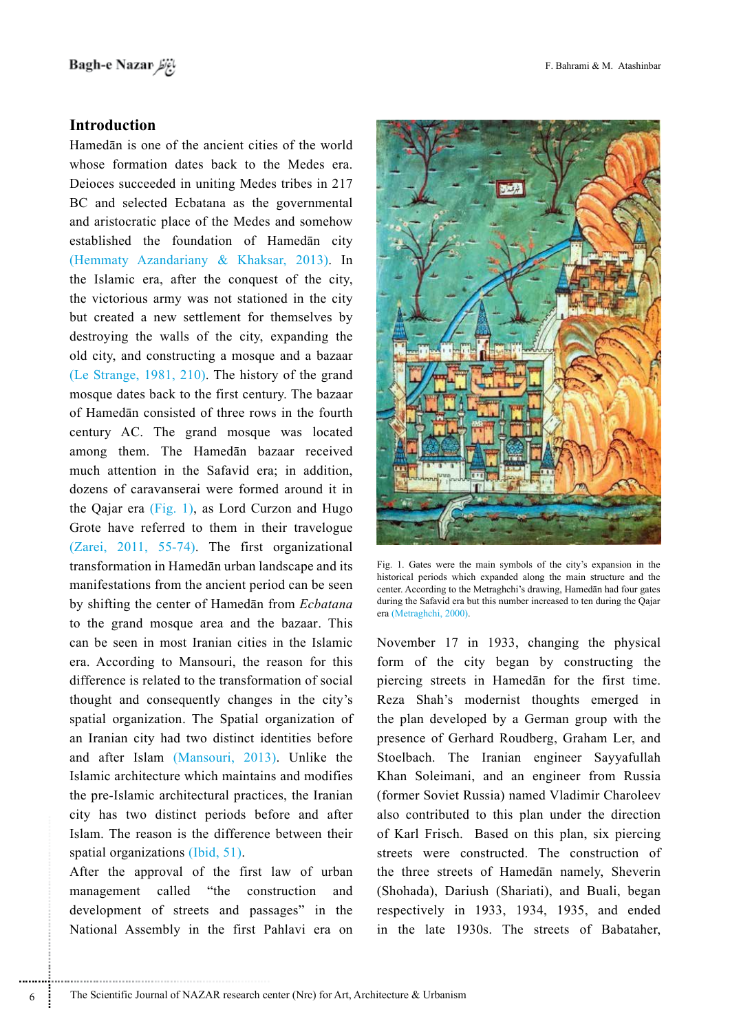## Introduction

Hamedān is one of the ancient cities of the world whose formation dates back to the Medes era. Deioces succeeded in uniting Medes tribes in 217 BC and selected Ecbatana as the governmental and aristocratic place of the Medes and somehow established the foundation of Hamedān city (Hemmaty Azandariany & Khaksar, 2013). In the Islamic era, after the conquest of the city, the victorious army was not stationed in the city but created a new settlement for themselves by destroying the walls of the city, expanding the old city, and constructing a mosque and a bazaar (Le Strange, 1981, 210). The history of the grand mosque dates back to the first century. The bazaar of Hamedān consisted of three rows in the fourth century AC. The grand mosque was located among them. The Hamedān bazaar received much attention in the Safavid era; in addition, dozens of caravanserai were formed around it in the Qajar era (Fig. 1), as Lord Curzon and Hugo Grote have referred to them in their travelogue (Zarei, 2011, 55-74). The first organizational transformation in Hamedān urban landscape and its manifestations from the ancient period can be seen by shifting the center of Hamedān from *Ecbatana* to the grand mosque area and the bazaar. This can be seen in most Iranian cities in the Islamic era. According to Mansouri, the reason for this difference is related to the transformation of social thought and consequently changes in the city's spatial organization. The Spatial organization of an Iranian city had two distinct identities before and after Islam (Mansouri, 2013). Unlike the Islamic architecture which maintains and modifies the pre-Islamic architectural practices, the Iranian city has two distinct periods before and after Islam. The reason is the difference between their spatial organizations (Ibid, 51).

After the approval of the first law of urban management called "the construction and development of streets and passages" in the National Assembly in the first Pahlavi era on November 17 in 1933, changing the physical form of the city began by constructing the piercing streets in Hamedān for the first time. Reza Shah's modernist thoughts emerged in the plan developed by a German group with the presence of Gerhard Roudberg, Graham Ler, and Stoelbach. The Iranian engineer Sayyafullah Khan Soleimani, and an engineer from Russia (former Soviet Russia) named Vladimir Charoleev also contributed to this plan under the direction of Karl Frisch. Based on this plan, six piercing streets were constructed. The construction of the three streets of Hamedān namely, Sheverin (Shohada), Dariush (Shariati), and Buali, began respectively in 1933, 1934, 1935, and ended in the late 1930s. The streets of Babataher,

Fig. 1. Gates were the main symbols of the city's expansion in the historical periods which expanded along the main structure and the center. According to the Metraghchi's drawing, Hamedān had four gates during the Safavid era but this number increased to ten during the Qajar era (Metraghchi, 2000).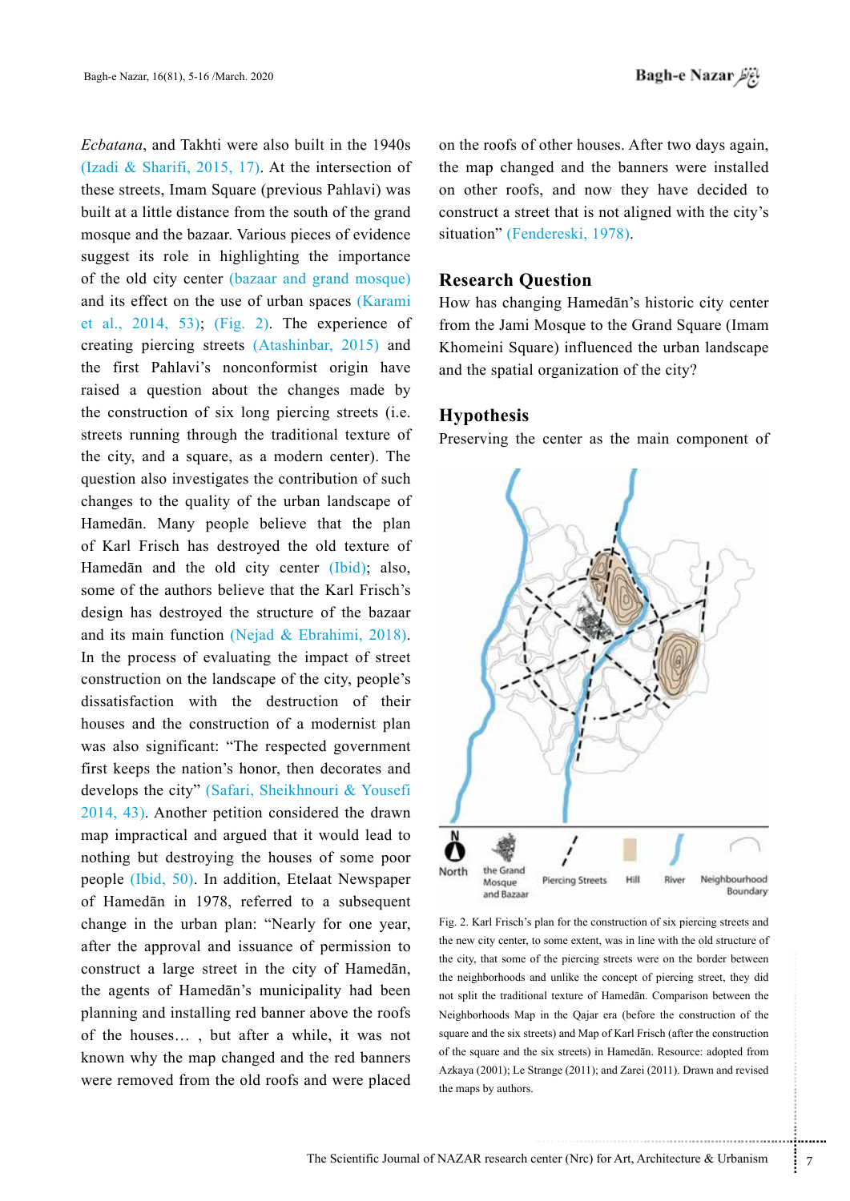*Ecbatana*, and Takhti were also built in the 1940s (Izadi & Sharifi, 2015, 17). At the intersection of these streets, Imam Square (previous Pahlavi) was built at a little distance from the south of the grand mosque and the bazaar. Various pieces of evidence suggest its role in highlighting the importance of the old city center (bazaar and grand mosque) and its effect on the use of urban spaces (Karami et al., 2014, 53); (Fig. 2). The experience of creating piercing streets (Atashinbar, 2015) and the first Pahlavi's nonconformist origin have raised a question about the changes made by the construction of six long piercing streets (i.e. streets running through the traditional texture of the city, and a square, as a modern center). The question also investigates the contribution of such changes to the quality of the urban landscape of Hamedān. Many people believe that the plan of Karl Frisch has destroyed the old texture of Hamedān and the old city center (Ibid); also, some of the authors believe that the Karl Frisch's design has destroyed the structure of the bazaar and its main function (Nejad & Ebrahimi, 2018). In the process of evaluating the impact of street construction on the landscape of the city, people's dissatisfaction with the destruction of their houses and the construction of a modernist plan was also significant: "The respected government first keeps the nation's honor, then decorates and develops the city" (Safari, Sheikhnouri & Yousefi 2014, 43). Another petition considered the drawn map impractical and argued that it would lead to nothing but destroying the houses of some poor people (Ibid, 50). In addition, Etelaat Newspaper of Hamedān in 1978, referred to a subsequent change in the urban plan: "Nearly for one year, after the approval and issuance of permission to construct a large street in the city of Hamedān, the agents of Hamedān's municipality had been planning and installing red banner above the roofs of the houses… , but after a while, it was not known why the map changed and the red banners were removed from the old roofs and were placed on the roofs of other houses. After two days again, the map changed and the banners were installed on other roofs, and now they have decided to construct a street that is not aligned with the city's situation" (Fendereski, 1978).

## Research Question

How has changing Hamedān's historic city center from the Jami Mosque to the Grand Square (Imam Khomeini Square) influenced the urban landscape and the spatial organization of the city?

## Hypothesis

Preserving the center as the main component of

North | the Grand Mosque and Bazaar | Piercing Streets | Hill | River | Neighbourhood Boundary

Fig. 2. Karl Frisch's plan for the construction of six piercing streets and the new city center, to some extent, was in line with the old structure of the city, that some of the piercing streets were on the border between the neighborhoods and unlike the concept of piercing street, they did not split the traditional texture of Hamedān. Comparison between the Neighborhoods Map in the Qajar era (before the construction of the square and the six streets) and Map of Karl Frisch (after the construction of the square and the six streets) in Hamedān. Resource: adopted from Azkaya (2001); Le Strange (2011); and Zarei (2011). Drawn and revised the maps by authors.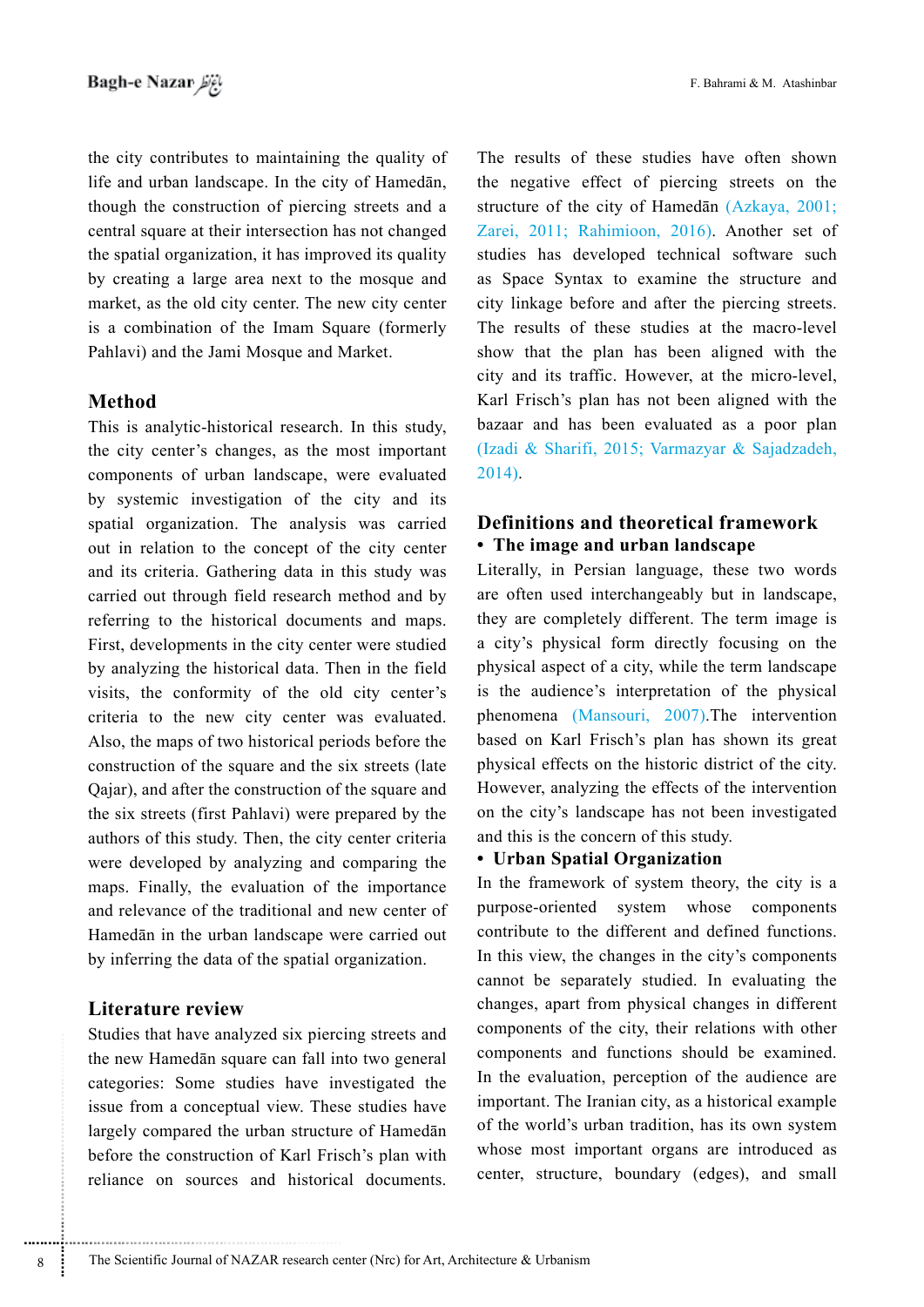the city contributes to maintaining the quality of life and urban landscape. In the city of Hamedān, though the construction of piercing streets and a central square at their intersection has not changed the spatial organization, it has improved its quality by creating a large area next to the mosque and market, as the old city center. The new city center is a combination of the Imam Square (formerly Pahlavi) and the Jami Mosque and Market.

## Method

This is analytic-historical research. In this study, the city center's changes, as the most important components of urban landscape, were evaluated by systemic investigation of the city and its spatial organization. The analysis was carried out in relation to the concept of the city center and its criteria. Gathering data in this study was carried out through field research method and by referring to the historical documents and maps. First, developments in the city center were studied by analyzing the historical data. Then in the field visits, the conformity of the old city center's criteria to the new city center was evaluated. Also, the maps of two historical periods before the construction of the square and the six streets (late Qajar), and after the construction of the square and the six streets (first Pahlavi) were prepared by the authors of this study. Then, the city center criteria were developed by analyzing and comparing the maps. Finally, the evaluation of the importance and relevance of the traditional and new center of Hamedān in the urban landscape were carried out by inferring the data of the spatial organization.

## Literature review

Studies that have analyzed six piercing streets and the new Hamedān square can fall into two general categories: Some studies have investigated the issue from a conceptual view. These studies have largely compared the urban structure of Hamedān before the construction of Karl Frisch's plan with reliance on sources and historical documents. The results of these studies have often shown the negative effect of piercing streets on the structure of the city of Hamedān (Azkaya, 2001; Zarei, 2011; Rahimioon, 2016). Another set of studies has developed technical software such as Space Syntax to examine the structure and city linkage before and after the piercing streets. The results of these studies at the macro-level show that the plan has been aligned with the city and its traffic. However, at the micro-level, Karl Frisch's plan has not been aligned with the bazaar and has been evaluated as a poor plan (Izadi & Sharifi, 2015; Varmazyar & Sajadzadeh, 2014).

## Definitions and theoretical framework

- **The image and urban landscape**

Literally, in Persian language, these two words are often used interchangeably but in landscape, they are completely different. The term image is a city's physical form directly focusing on the physical aspect of a city, while the term landscape is the audience's interpretation of the physical phenomena (Mansouri, 2007).The intervention based on Karl Frisch's plan has shown its great physical effects on the historic district of the city. However, analyzing the effects of the intervention on the city's landscape has not been investigated and this is the concern of this study.

- **Urban Spatial Organization**

In the framework of system theory, the city is a purpose-oriented system whose components contribute to the different and defined functions. In this view, the changes in the city's components cannot be separately studied. In evaluating the changes, apart from physical changes in different components of the city, their relations with other components and functions should be examined. In the evaluation, perception of the audience are important. The Iranian city, as a historical example of the world's urban tradition, has its own system whose most important organs are introduced as center, structure, boundary (edges), and small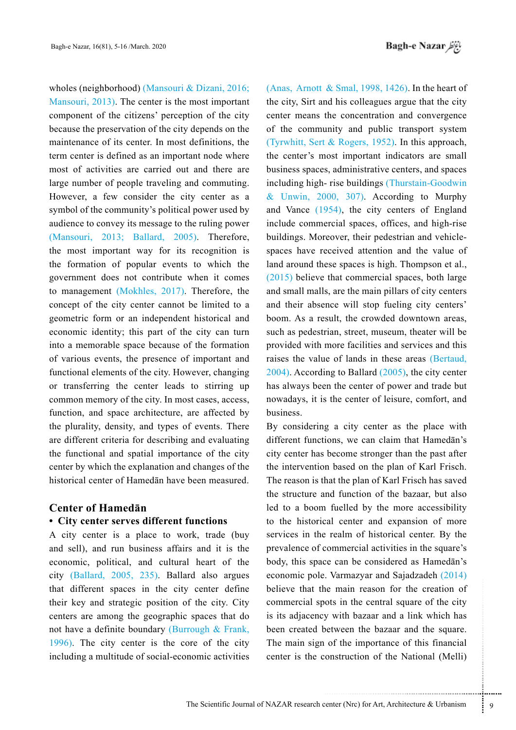wholes (neighborhood) (Mansouri & Dizani, 2016; Mansouri, 2013). The center is the most important component of the citizens' perception of the city because the preservation of the city depends on the maintenance of its center. In most definitions, the term center is defined as an important node where most of activities are carried out and there are large number of people traveling and commuting. However, a few consider the city center as a symbol of the community's political power used by audience to convey its message to the ruling power (Mansouri, 2013; Ballard, 2005). Therefore, the most important way for its recognition is the formation of popular events to which the government does not contribute when it comes to management (Mokhles, 2017). Therefore, the concept of the city center cannot be limited to a geometric form or an independent historical and economic identity; this part of the city can turn into a memorable space because of the formation of various events, the presence of important and functional elements of the city. However, changing or transferring the center leads to stirring up common memory of the city. In most cases, access, function, and space architecture, are affected by the plurality, density, and types of events. There are different criteria for describing and evaluating the functional and spatial importance of the city center by which the explanation and changes of the historical center of Hamedān have been measured.

## Center of Hamedān

### • City center serves different functions

A city center is a place to work, trade (buy and sell), and run business affairs and it is the economic, political, and cultural heart of the city (Ballard, 2005, 235). Ballard also argues that different spaces in the city center define their key and strategic position of the city. City centers are among the geographic spaces that do not have a definite boundary (Burrough & Frank, 1996). The city center is the core of the city including a multitude of social-economic activities (Anas, Arnott & Smal, 1998, 1426). In the heart of the city, Sirt and his colleagues argue that the city center means the concentration and convergence of the community and public transport system (Tyrwhitt, Sert & Rogers, 1952). In this approach, the center's most important indicators are small business spaces, administrative centers, and spaces including high- rise buildings (Thurstain-Goodwin & Unwin, 2000, 307). According to Murphy and Vance (1954), the city centers of England include commercial spaces, offices, and high-rise buildings. Moreover, their pedestrian and vehicle-spaces have received attention and the value of land around these spaces is high. Thompson et al., (2015) believe that commercial spaces, both large and small malls, are the main pillars of city centers and their absence will stop fueling city centers' boom. As a result, the crowded downtown areas, such as pedestrian, street, museum, theater will be provided with more facilities and services and this raises the value of lands in these areas (Bertaud, 2004). According to Ballard (2005), the city center has always been the center of power and trade but nowadays, it is the center of leisure, comfort, and business.

By considering a city center as the place with different functions, we can claim that Hamedān's city center has become stronger than the past after the intervention based on the plan of Karl Frisch. The reason is that the plan of Karl Frisch has saved the structure and function of the bazaar, but also led to a boom fuelled by the more accessibility to the historical center and expansion of more services in the realm of historical center. By the prevalence of commercial activities in the square's body, this space can be considered as Hamedān's economic pole. Varmazyar and Sajadzadeh (2014) believe that the main reason for the creation of commercial spots in the central square of the city is its adjacency with bazaar and a link which has been created between the bazaar and the square. The main sign of the importance of this financial center is the construction of the National (Melli)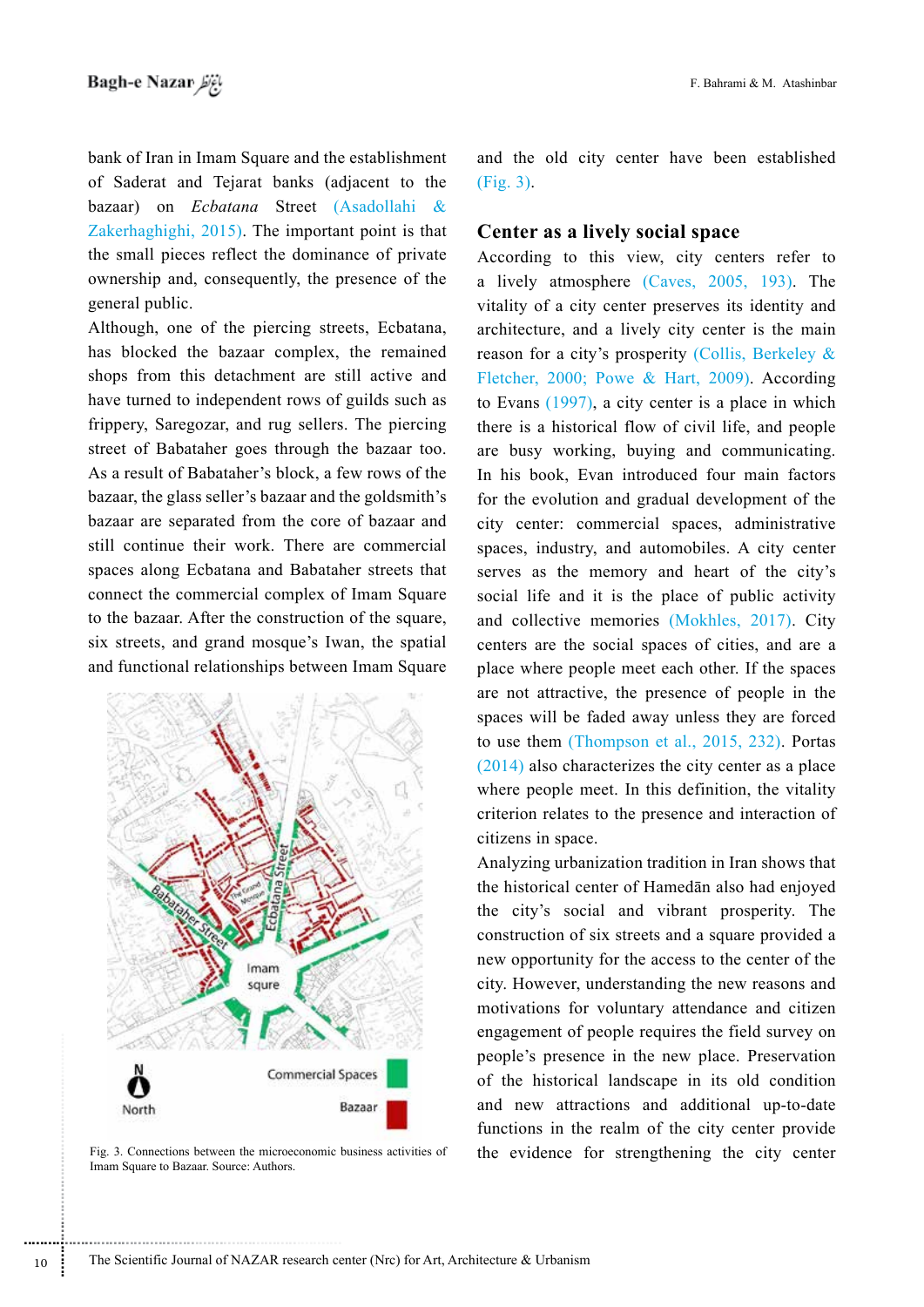bank of Iran in Imam Square and the establishment of Saderat and Tejarat banks (adjacent to the bazaar) on *Ecbatana* Street (Asadollahi & Zakerhaghighi, 2015). The important point is that the small pieces reflect the dominance of private ownership and, consequently, the presence of the general public.

Although, one of the piercing streets, Ecbatana, has blocked the bazaar complex, the remained shops from this detachment are still active and have turned to independent rows of guilds such as frippery, Saregozar, and rug sellers. The piercing street of Babataher goes through the bazaar too. As a result of Babataher's block, a few rows of the bazaar, the glass seller's bazaar and the goldsmith's bazaar are separated from the core of bazaar and still continue their work. There are commercial spaces along Ecbatana and Babataher streets that connect the commercial complex of Imam Square to the bazaar. After the construction of the square, six streets, and grand mosque's Iwan, the spatial and functional relationships between Imam Square and the old city center have been established (Fig. 3).

Fig. 3. Connections between the microeconomic business activities of Imam Square to Bazaar. Source: Authors.

## Center as a lively social space

According to this view, city centers refer to a lively atmosphere (Caves, 2005, 193). The vitality of a city center preserves its identity and architecture, and a lively city center is the main reason for a city's prosperity (Collis, Berkeley & Fletcher, 2000; Powe & Hart, 2009). According to Evans (1997), a city center is a place in which there is a historical flow of civil life, and people are busy working, buying and communicating. In his book, Evan introduced four main factors for the evolution and gradual development of the city center: commercial spaces, administrative spaces, industry, and automobiles. A city center serves as the memory and heart of the city's social life and it is the place of public activity and collective memories (Mokhles, 2017). City centers are the social spaces of cities, and are a place where people meet each other. If the spaces are not attractive, the presence of people in the spaces will be faded away unless they are forced to use them (Thompson et al., 2015, 232). Portas (2014) also characterizes the city center as a place where people meet. In this definition, the vitality criterion relates to the presence and interaction of citizens in space.

Analyzing urbanization tradition in Iran shows that the historical center of Hamedān also had enjoyed the city's social and vibrant prosperity. The construction of six streets and a square provided a new opportunity for the access to the center of the city. However, understanding the new reasons and motivations for voluntary attendance and citizen engagement of people requires the field survey on people's presence in the new place. Preservation of the historical landscape in its old condition and new attractions and additional up-to-date functions in the realm of the city center provide the evidence for strengthening the city center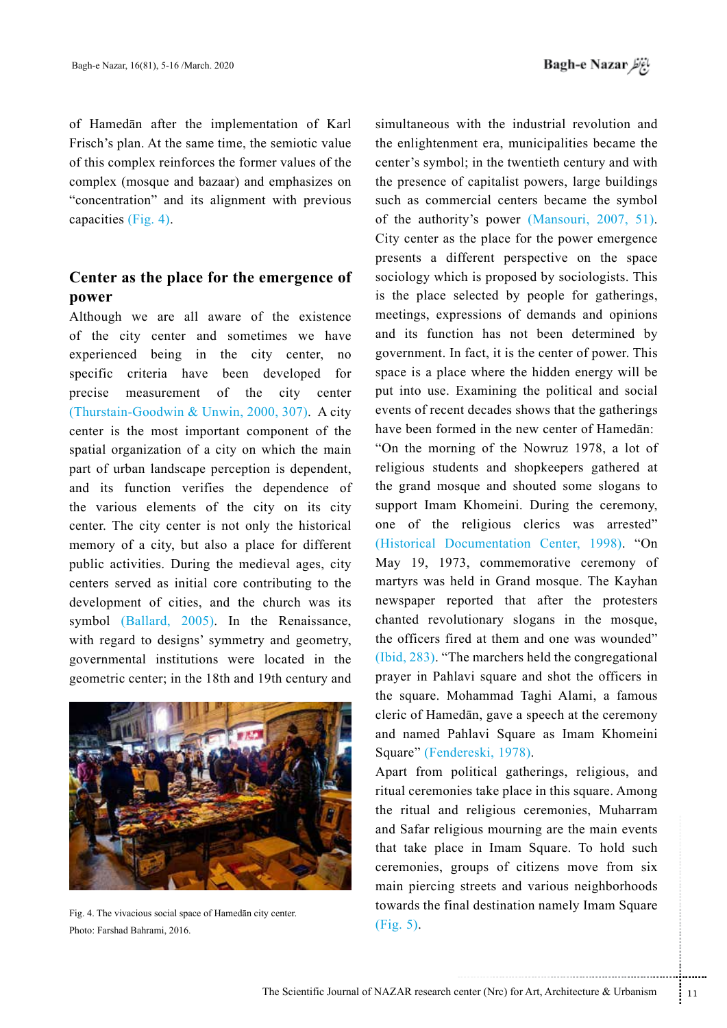of Hamedān after the implementation of Karl Frisch's plan. At the same time, the semiotic value of this complex reinforces the former values of the complex (mosque and bazaar) and emphasizes on "concentration" and its alignment with previous capacities (Fig. 4).

## Center as the place for the emergence of power

Although we are all aware of the existence of the city center and sometimes we have experienced being in the city center, no specific criteria have been developed for precise measurement of the city center (Thurstain-Goodwin & Unwin, 2000, 307). A city center is the most important component of the spatial organization of a city on which the main part of urban landscape perception is dependent, and its function verifies the dependence of the various elements of the city on its city center. The city center is not only the historical memory of a city, but also a place for different public activities. During the medieval ages, city centers served as initial core contributing to the development of cities, and the church was its symbol (Ballard, 2005). In the Renaissance, with regard to designs' symmetry and geometry, governmental institutions were located in the geometric center; in the 18th and 19th century and simultaneous with the industrial revolution and the enlightenment era, municipalities became the center's symbol; in the twentieth century and with the presence of capitalist powers, large buildings such as commercial centers became the symbol of the authority's power (Mansouri, 2007, 51). City center as the place for the power emergence presents a different perspective on the space sociology which is proposed by sociologists. This is the place selected by people for gatherings, meetings, expressions of demands and opinions and its function has not been determined by government. In fact, it is the center of power. This space is a place where the hidden energy will be put into use. Examining the political and social events of recent decades shows that the gatherings have been formed in the new center of Hamedān: "On the morning of the Nowruz 1978, a lot of religious students and shopkeepers gathered at the grand mosque and shouted some slogans to support Imam Khomeini. During the ceremony, one of the religious clerics was arrested" (Historical Documentation Center, 1998). "On May 19, 1973, commemorative ceremony of martyrs was held in Grand mosque. The Kayhan newspaper reported that after the protesters chanted revolutionary slogans in the mosque, the officers fired at them and one was wounded" (Ibid, 283). "The marchers held the congregational prayer in Pahlavi square and shot the officers in the square. Mohammad Taghi Alami, a famous cleric of Hamedān, gave a speech at the ceremony and named Pahlavi Square as Imam Khomeini Square" (Fendereski, 1978).

Fig. 4. The vivacious social space of Hamedān city center. Photo: Farshad Bahrami, 2016.

Apart from political gatherings, religious, and ritual ceremonies take place in this square. Among the ritual and religious ceremonies, Muharram and Safar religious mourning are the main events that take place in Imam Square. To hold such ceremonies, groups of citizens move from six main piercing streets and various neighborhoods towards the final destination namely Imam Square (Fig. 5).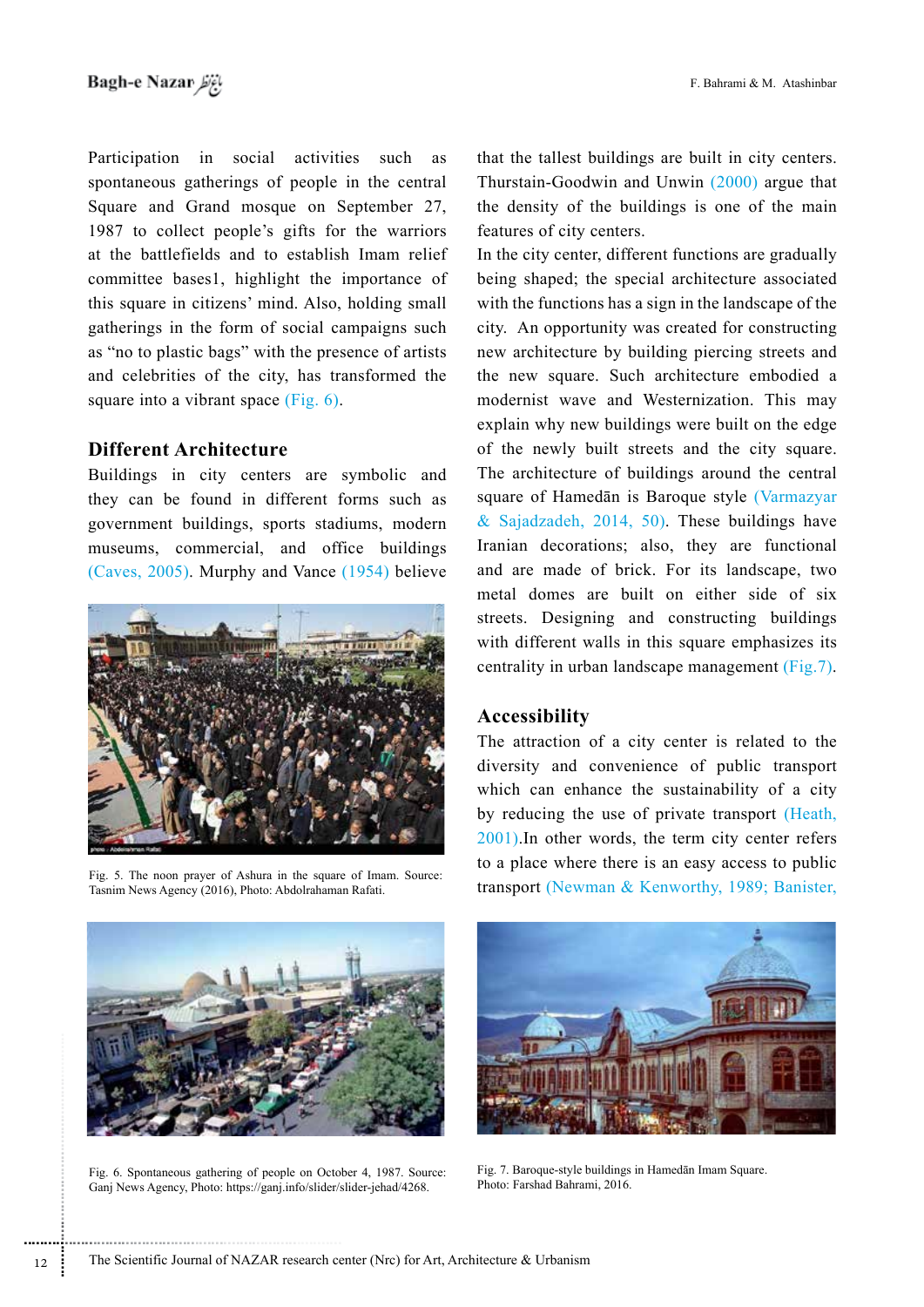Participation in social activities such as spontaneous gatherings of people in the central Square and Grand mosque on September 27, 1987 to collect people's gifts for the warriors at the battlefields and to establish Imam relief committee bases1, highlight the importance of this square in citizens' mind. Also, holding small gatherings in the form of social campaigns such as "no to plastic bags" with the presence of artists and celebrities of the city, has transformed the square into a vibrant space (Fig. 6).

## Different Architecture

Buildings in city centers are symbolic and they can be found in different forms such as government buildings, sports stadiums, modern museums, commercial, and office buildings (Caves, 2005). Murphy and Vance (1954) believe that the tallest buildings are built in city centers. Thurstain-Goodwin and Unwin (2000) argue that the density of the buildings is one of the main features of city centers.

In the city center, different functions are gradually being shaped; the special architecture associated with the functions has a sign in the landscape of the city. An opportunity was created for constructing new architecture by building piercing streets and the new square. Such architecture embodied a modernist wave and Westernization. This may explain why new buildings were built on the edge of the newly built streets and the city square. The architecture of buildings around the central square of Hamedān is Baroque style (Varmazyar & Sajadzadeh, 2014, 50). These buildings have Iranian decorations; also, they are functional and are made of brick. For its landscape, two metal domes are built on either side of six streets. Designing and constructing buildings with different walls in this square emphasizes its centrality in urban landscape management (Fig.7).

Fig. 5. The noon prayer of Ashura in the square of Imam. Source: Tasnim News Agency (2016), Photo: Abdolrahaman Rafati.

## Accessibility

The attraction of a city center is related to the diversity and convenience of public transport which can enhance the sustainability of a city by reducing the use of private transport (Heath, 2001).In other words, the term city center refers to a place where there is an easy access to public transport (Newman & Kenworthy, 1989; Banister,

Fig. 6. Spontaneous gathering of people on October 4, 1987. Source: Ganj News Agency, Photo: https://ganj.info/slider/slider-jehad/4268.

Fig. 7. Baroque-style buildings in Hamedān Imam Square. Photo: Farshad Bahrami, 2016.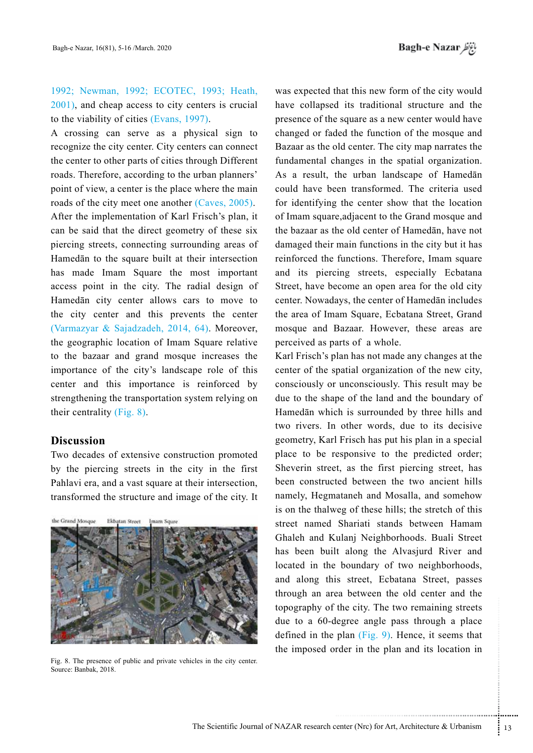1992; Newman, 1992; ECOTEC, 1993; Heath, 2001), and cheap access to city centers is crucial to the viability of cities (Evans, 1997).

A crossing can serve as a physical sign to recognize the city center. City centers can connect the center to other parts of cities through Different roads. Therefore, according to the urban planners' point of view, a center is the place where the main roads of the city meet one another (Caves, 2005).

After the implementation of Karl Frisch's plan, it can be said that the direct geometry of these six piercing streets, connecting surrounding areas of Hamedān to the square built at their intersection has made Imam Square the most important access point in the city. The radial design of Hamedān city center allows cars to move to the city center and this prevents the center (Varmazyar & Sajadzadeh, 2014, 64). Moreover, the geographic location of Imam Square relative to the bazaar and grand mosque increases the importance of the city's landscape role of this center and this importance is reinforced by strengthening the transportation system relying on their centrality (Fig. 8).

## Discussion

Two decades of extensive construction promoted by the piercing streets in the city in the first Pahlavi era, and a vast square at their intersection, transformed the structure and image of the city. It was expected that this new form of the city would have collapsed its traditional structure and the presence of the square as a new center would have changed or faded the function of the mosque and Bazaar as the old center. The city map narrates the fundamental changes in the spatial organization. As a result, the urban landscape of Hamedān could have been transformed. The criteria used for identifying the center show that the location of Imam square,adjacent to the Grand mosque and the bazaar as the old center of Hamedān, have not damaged their main functions in the city but it has reinforced the functions. Therefore, Imam square and its piercing streets, especially Ecbatana Street, have become an open area for the old city center. Nowadays, the center of Hamedān includes the area of Imam Square, Ecbatana Street, Grand mosque and Bazaar. However, these areas are perceived as parts of a whole.

Karl Frisch's plan has not made any changes at the center of the spatial organization of the new city, consciously or unconsciously. This result may be due to the shape of the land and the boundary of Hamedān which is surrounded by three hills and two rivers. In other words, due to its decisive geometry, Karl Frisch has put his plan in a special place to be responsive to the predicted order; Sheverin street, as the first piercing street, has been constructed between the two ancient hills namely, Hegmataneh and Mosalla, and somehow is on the thalweg of these hills; the stretch of this street named Shariati stands between Hamam Ghaleh and Kulanj Neighborhoods. Buali Street has been built along the Alvasjurd River and located in the boundary of two neighborhoods, and along this street, Ecbatana Street, passes through an area between the old center and the topography of the city. The two remaining streets due to a 60-degree angle pass through a place defined in the plan (Fig. 9). Hence, it seems that the imposed order in the plan and its location in

Fig. 8. The presence of public and private vehicles in the city center. Source: Banbak, 2018.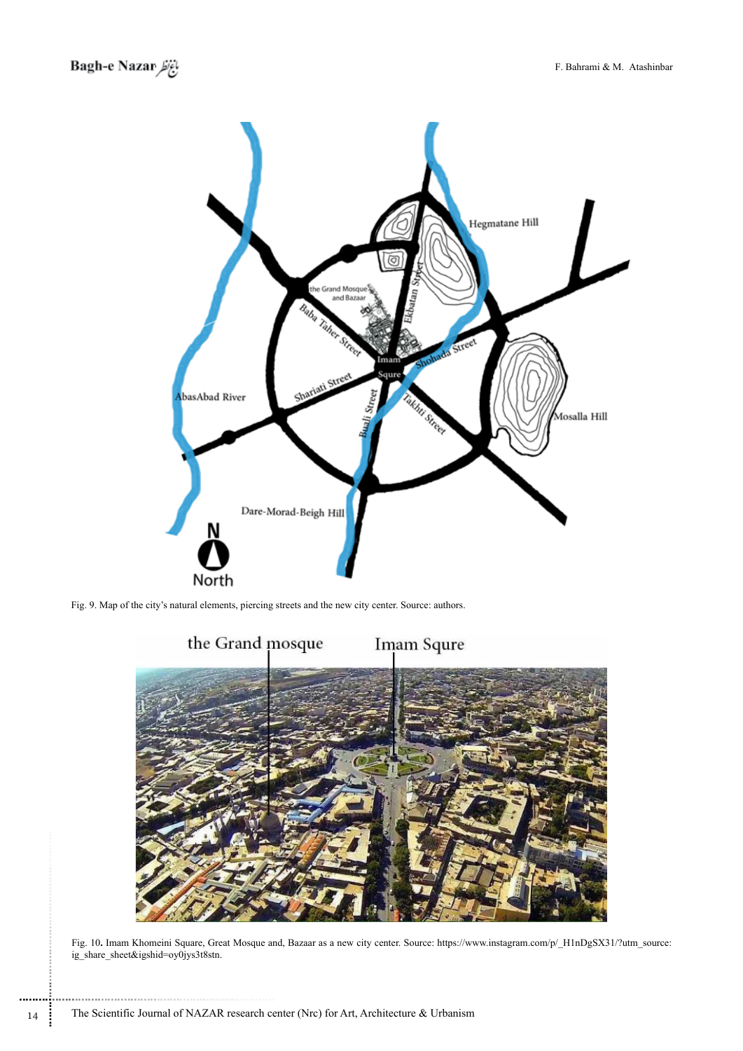Fig. 9. Map of the city's natural elements, piercing streets and the new city center. Source: authors.

Fig. 10. Imam Khomeini Square, Great Mosque and, Bazaar as a new city center. Source: https://www.instagram.com/p/_H1nDgSX31/?utm_source=ig_share_sheet&igshid=oy0jys3t8stn.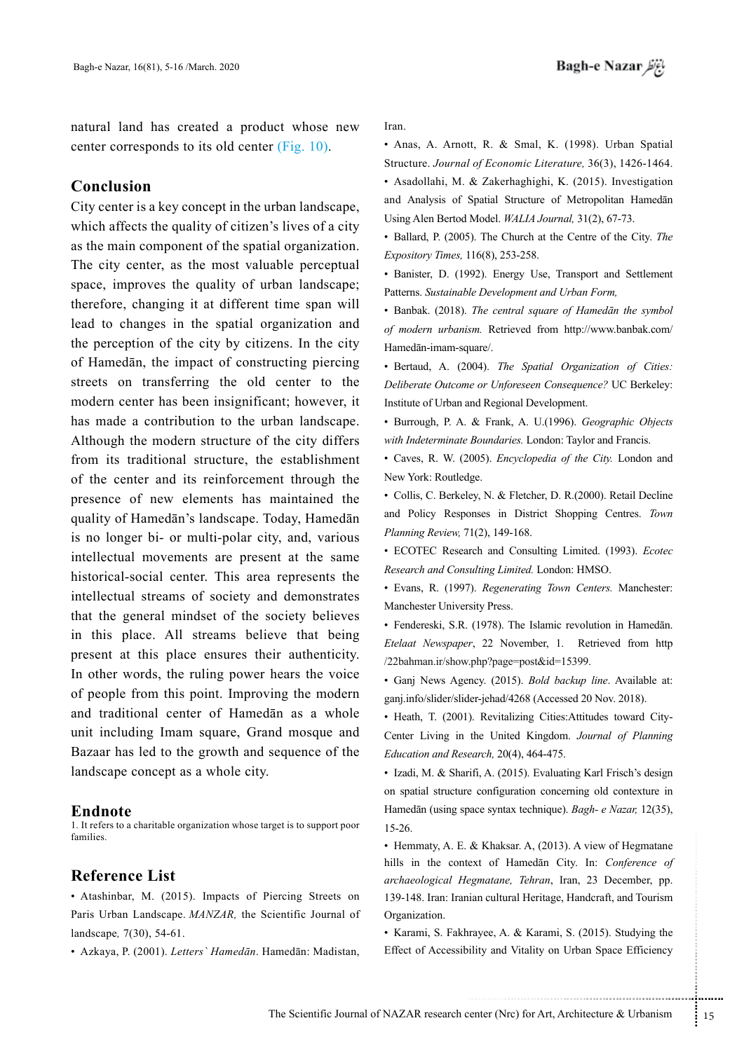natural land has created a product whose new center corresponds to its old center (Fig. 10).

## Conclusion

City center is a key concept in the urban landscape, which affects the quality of citizen's lives of a city as the main component of the spatial organization. The city center, as the most valuable perceptual space, improves the quality of urban landscape; therefore, changing it at different time span will lead to changes in the spatial organization and the perception of the city by citizens. In the city of Hamedān, the impact of constructing piercing streets on transferring the old center to the modern center has been insignificant; however, it has made a contribution to the urban landscape. Although the modern structure of the city differs from its traditional structure, the establishment of the center and its reinforcement through the presence of new elements has maintained the quality of Hamedān's landscape. Today, Hamedān is no longer bi- or multi-polar city, and, various intellectual movements are present at the same historical-social center. This area represents the intellectual streams of society and demonstrates that the general mindset of the society believes in this place. All streams believe that being present at this place ensures their authenticity. In other words, the ruling power hears the voice of people from this point. Improving the modern and traditional center of Hamedān as a whole unit including Imam square, Grand mosque and Bazaar has led to the growth and sequence of the landscape concept as a whole city.

## Endnote

1. It refers to a charitable organization whose target is to support poor families.

## Reference List

- Atashinbar, M. (2015). Impacts of Piercing Streets on Paris Urban Landscape. *MANZAR,* the Scientific Journal of landscape*,* 7(30), 54-61.
- Azkaya, P. (2001). *Letters` Hamedān*. Hamedān: Madistan, Iran.
- Anas, A. Arnott, R. & Smal, K. (1998). Urban Spatial Structure. *Journal of Economic Literature,* 36(3), 1426-1464.
- Asadollahi, M. & Zakerhaghighi, K. (2015). Investigation and Analysis of Spatial Structure of Metropolitan Hamedān Using Alen Bertod Model. *WALIA Journal,* 31(2), 67-73.
- Ballard, P. (2005). The Church at the Centre of the City. *The Expository Times,* 116(8), 253-258.
- Banister, D. (1992). Energy Use, Transport and Settlement Patterns. *Sustainable Development and Urban Form,*
- Banbak. (2018). *The central square of Hamedān the symbol of modern urbanism.* Retrieved from http://www.banbak.com/Hamedān-imam-square/.
- Bertaud, A. (2004). *The Spatial Organization of Cities: Deliberate Outcome or Unforeseen Consequence?* UC Berkeley: Institute of Urban and Regional Development.
- Burrough, P. A. & Frank, A. U.(1996). *Geographic Objects with Indeterminate Boundaries.* London: Taylor and Francis.
- Caves, R. W. (2005). *Encyclopedia of the City.* London and New York: Routledge.
- Collis, C. Berkeley, N. & Fletcher, D. R.(2000). Retail Decline and Policy Responses in District Shopping Centres. *Town Planning Review,* 71(2), 149-168.
- ECOTEC Research and Consulting Limited. (1993). *Ecotec Research and Consulting Limited.* London: HMSO.
- Evans, R. (1997). *Regenerating Town Centers.* Manchester: Manchester University Press.
- Fendereski, S.R. (1978). The Islamic revolution in Hamedān. *Etelaat Newspaper*, 22 November, 1. Retrieved from http/22bahman.ir/show.php?page=post&id=15399.
- Ganj News Agency. (2015). *Bold backup line*. Available at: ganj.info/slider/slider-jehad/4268 (Accessed 20 Nov. 2018).
- Heath, T. (2001). Revitalizing Cities:Attitudes toward City-Center Living in the United Kingdom. *Journal of Planning Education and Research,* 20(4), 464-475.
- Izadi, M. & Sharifi, A. (2015). Evaluating Karl Frisch's design on spatial structure configuration concerning old contexture in Hamedān (using space syntax technique). *Bagh- e Nazar,* 12(35), 15-26.
- Hemmaty, A. E. & Khaksar. A, (2013). A view of Hegmatane hills in the context of Hamedān City. In: *Conference of archaeological Hegmatane, Tehran*, Iran, 23 December, pp. 139-148. Iran: Iranian cultural Heritage, Handcraft, and Tourism Organization.
- Karami, S. Fakhrayee, A. & Karami, S. (2015). Studying the Effect of Accessibility and Vitality on Urban Space Efficiency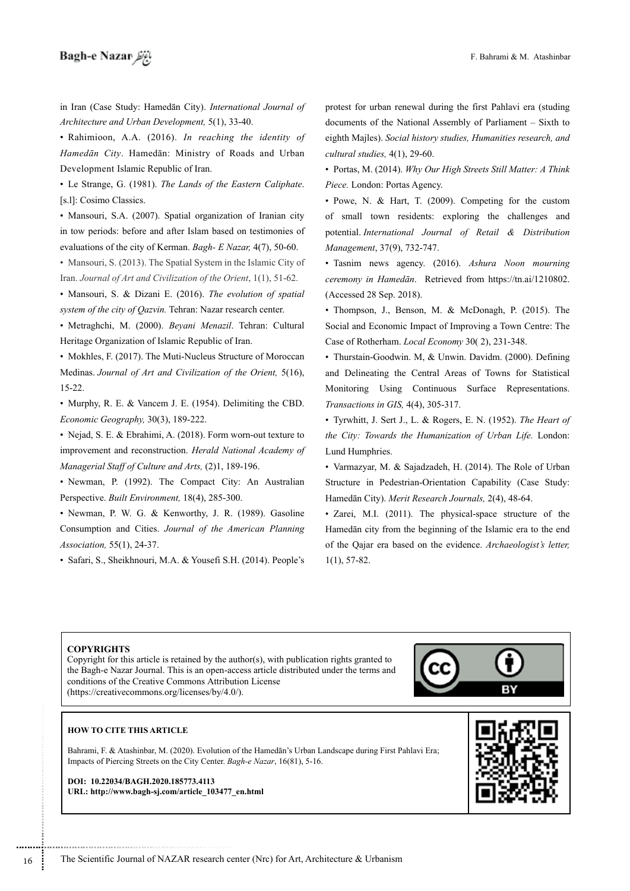in Iran (Case Study: Hamedān City). *International Journal of Architecture and Urban Development,* 5(1), 33-40.

• Rahimioon, A.A. (2016). *In reaching the identity of Hamedān City*. Hamedān: Ministry of Roads and Urban Development Islamic Republic of Iran.

• Le Strange, G. (1981). *The Lands of the Eastern Caliphate*. [s.l]: Cosimo Classics.

• Mansouri, S.A. (2007). Spatial organization of Iranian city in tow periods: before and after Islam based on testimonies of evaluations of the city of Kerman. *Bagh- E Nazar,* 4(7), 50-60.

• Mansouri, S. (2013). The Spatial System in the Islamic City of Iran. *Journal of Art and Civilization of the Orient*, 1(1), 51-62.

• Mansouri, S. & Dizani E. (2016). *The evolution of spatial system of the city of Qazvin.* Tehran: Nazar research center.

• Metraghchi, M. (2000). *Beyani Menazil*. Tehran: Cultural Heritage Organization of Islamic Republic of Iran.

• Mokhles, F. (2017). The Muti-Nucleus Structure of Moroccan Medinas. *Journal of Art and Civilization of the Orient,* 5(16), 15-22.

• Murphy, R. E. & Vancem J. E. (1954). Delimiting the CBD. *Economic Geography,* 30(3), 189-222.

• Nejad, S. E. & Ebrahimi, A. (2018). Form worn-out texture to improvement and reconstruction. *Herald National Academy of Managerial Staff of Culture and Arts,* (2)1, 189-196.

• Newman, P. (1992). The Compact City: An Australian Perspective. *Built Environment,* 18(4), 285-300.

• Newman, P. W. G. & Kenworthy, J. R. (1989). Gasoline Consumption and Cities. *Journal of the American Planning Association,* 55(1), 24-37.

• Safari, S., Sheikhnouri, M.A. & Yousefi S.H. (2014). People's protest for urban renewal during the first Pahlavi era (studing documents of the National Assembly of Parliament – Sixth to eighth Majles). *Social history studies, Humanities research, and cultural studies,* 4(1), 29-60.

• Portas, M. (2014). *Why Our High Streets Still Matter: A Think Piece.* London: Portas Agency.

• Powe, N. & Hart, T. (2009). Competing for the custom of small town residents: exploring the challenges and potential. *International Journal of Retail & Distribution Management*, 37(9), 732-747.

• Tasnim news agency. (2016). *Ashura Noon mourning ceremony in Hamedān*. Retrieved from https://tn.ai/1210802. (Accessed 28 Sep. 2018).

• Thompson, J., Benson, M. & McDonagh, P. (2015). The Social and Economic Impact of Improving a Town Centre: The Case of Rotherham. *Local Economy* 30( 2), 231-348.

• Thurstain-Goodwin. M, & Unwin. Davidm. (2000). Defining and Delineating the Central Areas of Towns for Statistical Monitoring Using Continuous Surface Representations. *Transactions in GIS,* 4(4), 305-317.

• Tyrwhitt, J. Sert J., L. & Rogers, E. N. (1952). *The Heart of the City: Towards the Humanization of Urban Life.* London: Lund Humphries.

• Varmazyar, M. & Sajadzadeh, H. (2014). The Role of Urban Structure in Pedestrian-Orientation Capability (Case Study: Hamedān City). *Merit Research Journals,* 2(4), 48-64.

• Zarei, M.I. (2011). The physical-space structure of the Hamedān city from the beginning of the Islamic era to the end of the Qajar era based on the evidence. *Archaeologist's letter,* 1(1), 57-82.

**COPYRIGHTS**

Copyright for this article is retained by the author(s), with publication rights granted to the Bagh-e Nazar Journal. This is an open-access article distributed under the terms and conditions of the Creative Commons Attribution License (https://creativecommons.org/licenses/by/4.0/).

**HOW TO CITE THIS ARTICLE**

Bahrami, F. & Atashinbar, M. (2020). Evolution of the Hamedān's Urban Landscape during First Pahlavi Era; Impacts of Piercing Streets on the City Center. *Bagh-e Nazar*, 16(81), 5-16.

**DOI: 10.22034/BAGH.2020.185773.4113**
**URL: http://www.bagh-sj.com/article_103477_en.html**